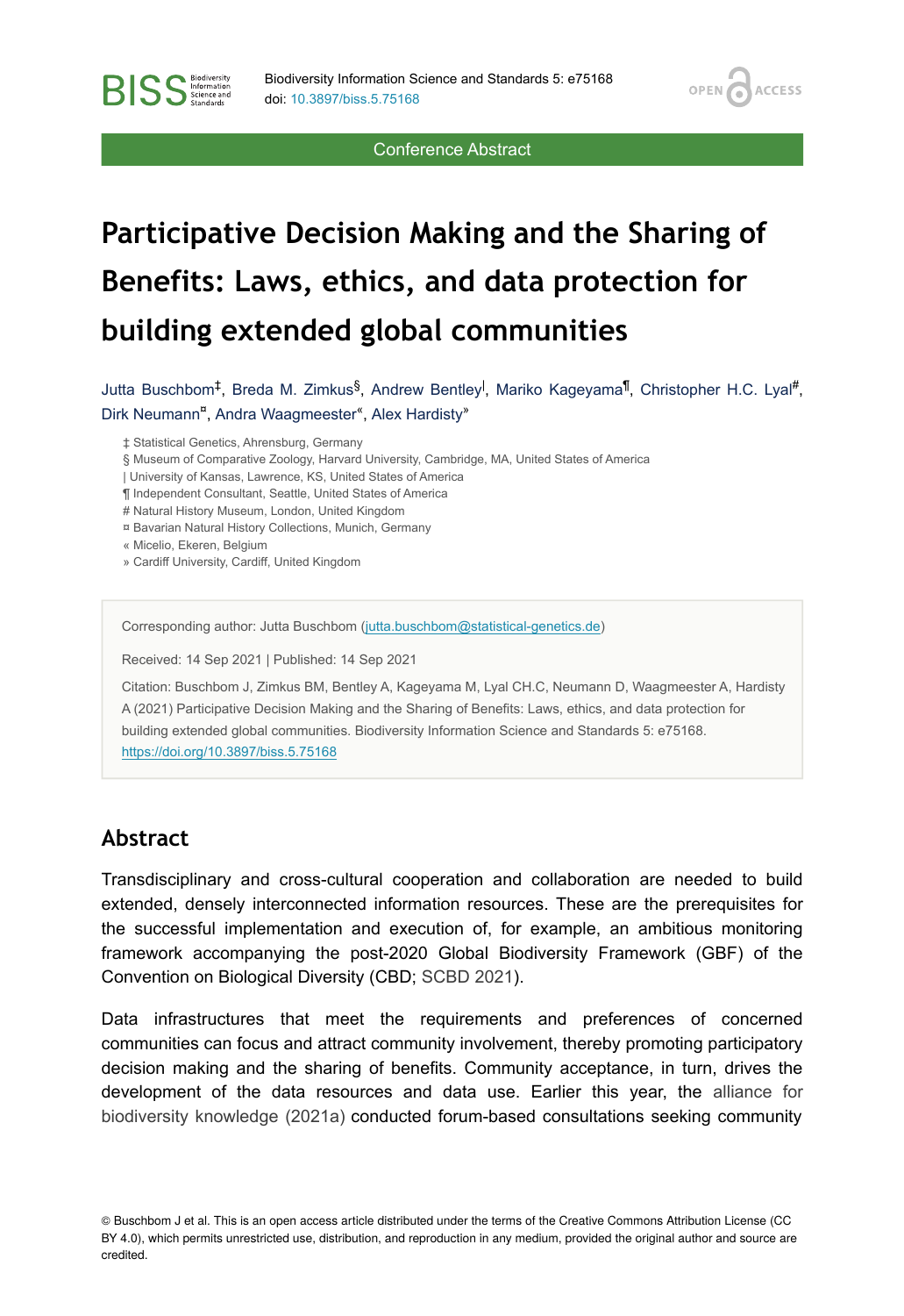Conference Abstract

# Participative Decision Making and the Sharing of Benefits: Laws, ethics, and data protection for building extended global communities

Jutta Buschbom[‡], Breda M. Zimkus[§], Andrew Bentley[|], Mariko Kageyama[¶], Christopher H.C. Lyal[#], Dirk Neumann[¤], Andra Waagmeester[«], Alex Hardisty[»]

‡ Statistical Genetics, Ahrensburg, Germany
§ Museum of Comparative Zoology, Harvard University, Cambridge, MA, United States of America
| University of Kansas, Lawrence, KS, United States of America
¶ Independent Consultant, Seattle, United States of America
# Natural History Museum, London, United Kingdom
¤ Bavarian Natural History Collections, Munich, Germany
« Micelio, Ekeren, Belgium
» Cardiff University, Cardiff, United Kingdom

Corresponding author: Jutta Buschbom (jutta.buschbom@statistical-genetics.de)

Received: 14 Sep 2021 | Published: 14 Sep 2021

Citation: Buschbom J, Zimkus BM, Bentley A, Kageyama M, Lyal CH.C, Neumann D, Waagmeester A, Hardisty A (2021) Participative Decision Making and the Sharing of Benefits: Laws, ethics, and data protection for building extended global communities. Biodiversity Information Science and Standards 5: e75168. https://doi.org/10.3897/biss.5.75168

## Abstract

Transdisciplinary and cross-cultural cooperation and collaboration are needed to build extended, densely interconnected information resources. These are the prerequisites for the successful implementation and execution of, for example, an ambitious monitoring framework accompanying the post-2020 Global Biodiversity Framework (GBF) of the Convention on Biological Diversity (CBD; SCBD 2021).

Data infrastructures that meet the requirements and preferences of concerned communities can focus and attract community involvement, thereby promoting participatory decision making and the sharing of benefits. Community acceptance, in turn, drives the development of the data resources and data use. Earlier this year, the alliance for biodiversity knowledge (2021a) conducted forum-based consultations seeking community

© Buschbom J et al. This is an open access article distributed under the terms of the Creative Commons Attribution License (CC BY 4.0), which permits unrestricted use, distribution, and reproduction in any medium, provided the original author and source are credited.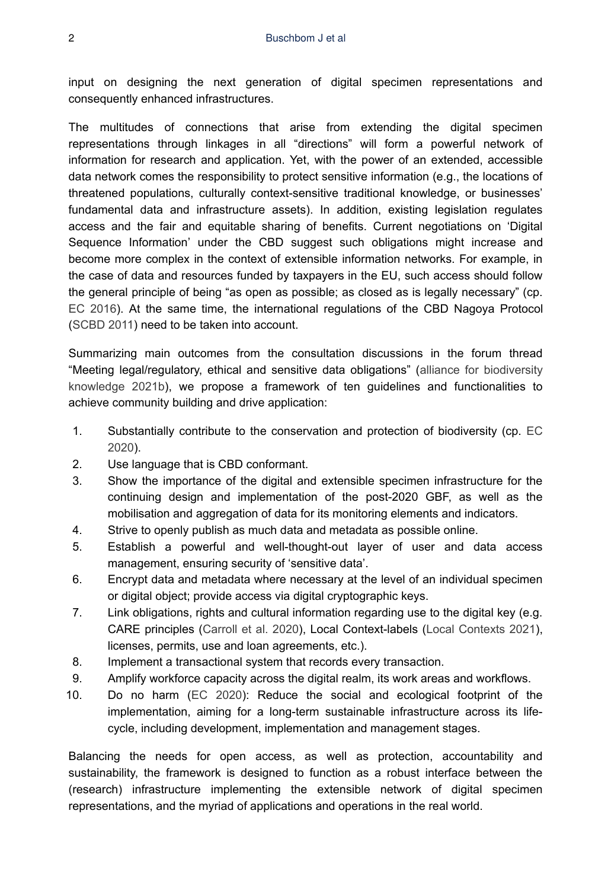input on designing the next generation of digital specimen representations and consequently enhanced infrastructures.

The multitudes of connections that arise from extending the digital specimen representations through linkages in all "directions" will form a powerful network of information for research and application. Yet, with the power of an extended, accessible data network comes the responsibility to protect sensitive information (e.g., the locations of threatened populations, culturally context-sensitive traditional knowledge, or businesses' fundamental data and infrastructure assets). In addition, existing legislation regulates access and the fair and equitable sharing of benefits. Current negotiations on 'Digital Sequence Information' under the CBD suggest such obligations might increase and become more complex in the context of extensible information networks. For example, in the case of data and resources funded by taxpayers in the EU, such access should follow the general principle of being "as open as possible; as closed as is legally necessary" (cp. EC 2016). At the same time, the international regulations of the CBD Nagoya Protocol (SCBD 2011) need to be taken into account.

Summarizing main outcomes from the consultation discussions in the forum thread "Meeting legal/regulatory, ethical and sensitive data obligations" (alliance for biodiversity knowledge 2021b), we propose a framework of ten guidelines and functionalities to achieve community building and drive application:

1. Substantially contribute to the conservation and protection of biodiversity (cp. EC 2020).
2. Use language that is CBD conformant.
3. Show the importance of the digital and extensible specimen infrastructure for the continuing design and implementation of the post-2020 GBF, as well as the mobilisation and aggregation of data for its monitoring elements and indicators.
4. Strive to openly publish as much data and metadata as possible online.
5. Establish a powerful and well-thought-out layer of user and data access management, ensuring security of 'sensitive data'.
6. Encrypt data and metadata where necessary at the level of an individual specimen or digital object; provide access via digital cryptographic keys.
7. Link obligations, rights and cultural information regarding use to the digital key (e.g. CARE principles (Carroll et al. 2020), Local Context-labels (Local Contexts 2021), licenses, permits, use and loan agreements, etc.).
8. Implement a transactional system that records every transaction.
9. Amplify workforce capacity across the digital realm, its work areas and workflows.
10. Do no harm (EC 2020): Reduce the social and ecological footprint of the implementation, aiming for a long-term sustainable infrastructure across its life-cycle, including development, implementation and management stages.

Balancing the needs for open access, as well as protection, accountability and sustainability, the framework is designed to function as a robust interface between the (research) infrastructure implementing the extensible network of digital specimen representations, and the myriad of applications and operations in the real world.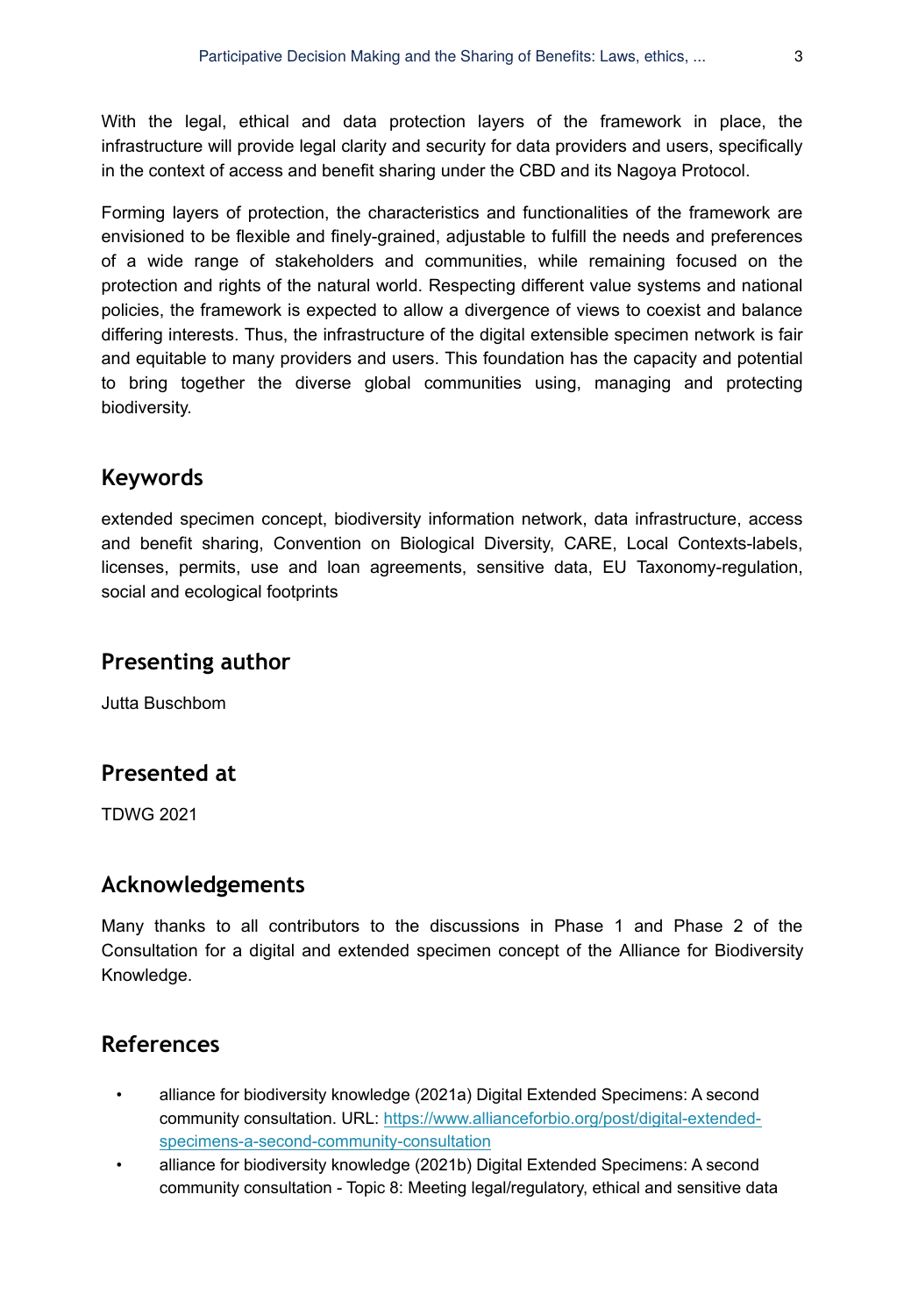With the legal, ethical and data protection layers of the framework in place, the infrastructure will provide legal clarity and security for data providers and users, specifically in the context of access and benefit sharing under the CBD and its Nagoya Protocol.

Forming layers of protection, the characteristics and functionalities of the framework are envisioned to be flexible and finely-grained, adjustable to fulfill the needs and preferences of a wide range of stakeholders and communities, while remaining focused on the protection and rights of the natural world. Respecting different value systems and national policies, the framework is expected to allow a divergence of views to coexist and balance differing interests. Thus, the infrastructure of the digital extensible specimen network is fair and equitable to many providers and users. This foundation has the capacity and potential to bring together the diverse global communities using, managing and protecting biodiversity.

## Keywords

extended specimen concept, biodiversity information network, data infrastructure, access and benefit sharing, Convention on Biological Diversity, CARE, Local Contexts-labels, licenses, permits, use and loan agreements, sensitive data, EU Taxonomy-regulation, social and ecological footprints

## Presenting author

Jutta Buschbom

## Presented at

TDWG 2021

## Acknowledgements

Many thanks to all contributors to the discussions in Phase 1 and Phase 2 of the Consultation for a digital and extended specimen concept of the Alliance for Biodiversity Knowledge.

## References

- alliance for biodiversity knowledge (2021a) Digital Extended Specimens: A second community consultation. URL: https://www.allianceforbio.org/post/digital-extended-specimens-a-second-community-consultation
- alliance for biodiversity knowledge (2021b) Digital Extended Specimens: A second community consultation - Topic 8: Meeting legal/regulatory, ethical and sensitive data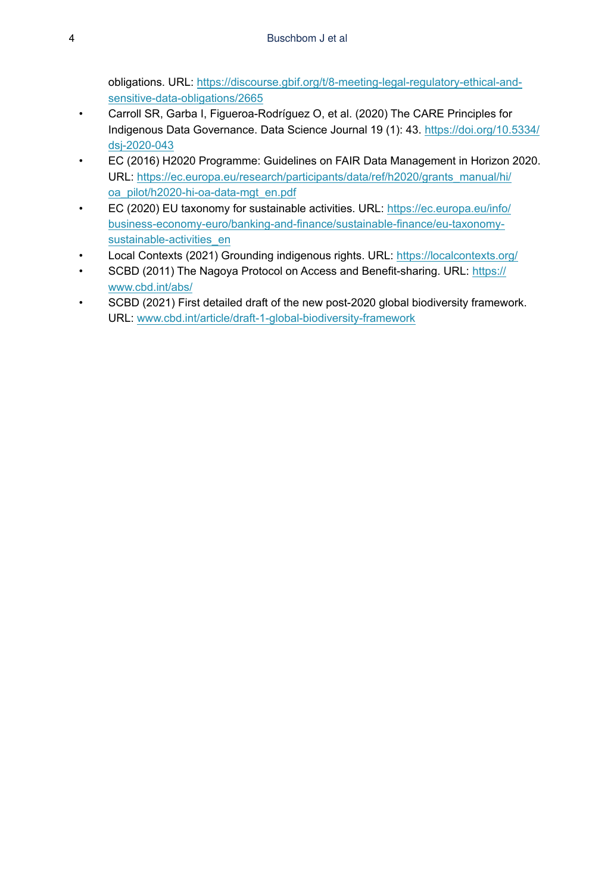obligations. URL: https://discourse.gbif.org/t/8-meeting-legal-regulatory-ethical-and-sensitive-data-obligations/2665

- Carroll SR, Garba I, Figueroa-Rodríguez O, et al. (2020) The CARE Principles for Indigenous Data Governance. Data Science Journal 19 (1): 43. https://doi.org/10.5334/dsj-2020-043
- EC (2016) H2020 Programme: Guidelines on FAIR Data Management in Horizon 2020. URL: https://ec.europa.eu/research/participants/data/ref/h2020/grants_manual/hi/oa_pilot/h2020-hi-oa-data-mgt_en.pdf
- EC (2020) EU taxonomy for sustainable activities. URL: https://ec.europa.eu/info/business-economy-euro/banking-and-finance/sustainable-finance/eu-taxonomy-sustainable-activities_en
- Local Contexts (2021) Grounding indigenous rights. URL: https://localcontexts.org/
- SCBD (2011) The Nagoya Protocol on Access and Benefit-sharing. URL: https://www.cbd.int/abs/
- SCBD (2021) First detailed draft of the new post-2020 global biodiversity framework. URL: www.cbd.int/article/draft-1-global-biodiversity-framework